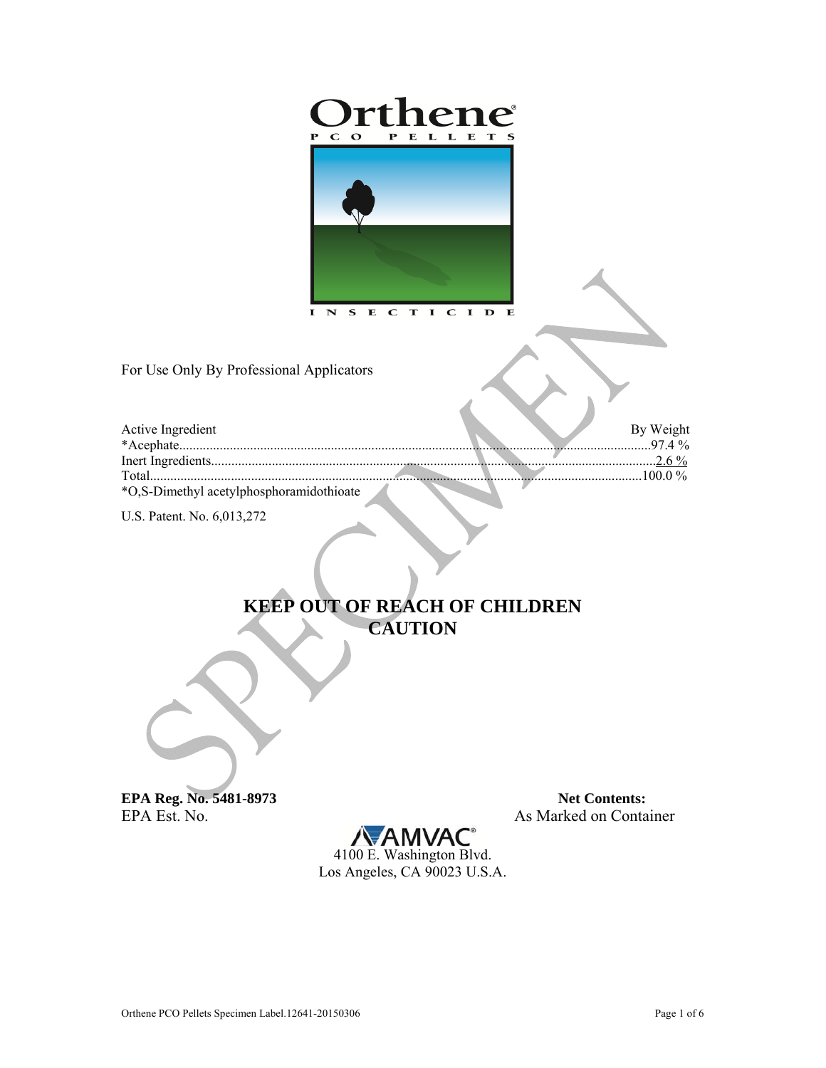# Orthene®

PCO PELLETS

INSECTICIDE

For Use Only By Professional Applicators

| Active Ingredient | By Weight |
|---|---|
| *Acephate | 97.4 % |
| Inert Ingredients | 2.6 % |
| Total | 100.0 % |

*O,S-Dimethyl acetylphosphoramidothioate

U.S. Patent. No. 6,013,272

## KEEP OUT OF REACH OF CHILDREN
## CAUTION

**EPA Reg. No. 5481-8973**
EPA Est. No.

**Net Contents:**
As Marked on Container

AMVAC®
4100 E. Washington Blvd.
Los Angeles, CA 90023 U.S.A.

Orthene PCO Pellets Specimen Label.12641-20150306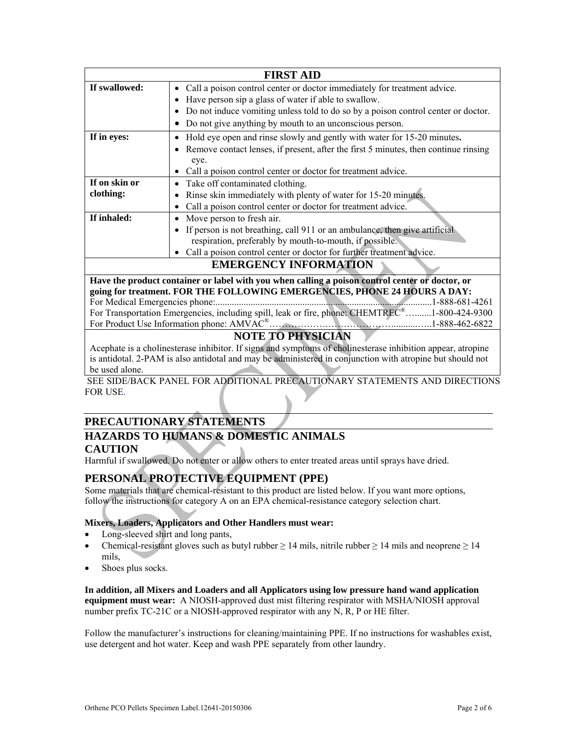## FIRST AID

| | |
|---|---|
| **If swallowed:** | • Call a poison control center or doctor immediately for treatment advice.<br>• Have person sip a glass of water if able to swallow.<br>• Do not induce vomiting unless told to do so by a poison control center or doctor.<br>• Do not give anything by mouth to an unconscious person. |
| **If in eyes:** | • Hold eye open and rinse slowly and gently with water for 15-20 minutes**.**<br>• Remove contact lenses, if present, after the first 5 minutes, then continue rinsing eye.<br>• Call a poison control center or doctor for treatment advice. |
| **If on skin or clothing:** | • Take off contaminated clothing.<br>• Rinse skin immediately with plenty of water for 15-20 minutes.<br>• Call a poison control center or doctor for treatment advice. |
| **If inhaled:** | • Move person to fresh air.<br>• If person is not breathing, call 911 or an ambulance, then give artificial respiration, preferably by mouth-to-mouth, if possible.<br>• Call a poison control center or doctor for further treatment advice. |

## EMERGENCY INFORMATION

**Have the product container or label with you when calling a poison control center or doctor, or going for treatment. FOR THE FOLLOWING EMERGENCIES, PHONE 24 HOURS A DAY:**

For Medical Emergencies phone:..........................................................................................1-888-681-4261
For Transportation Emergencies, including spill, leak or fire, phone: CHEMTREC®….......1-800-424-9300
For Product Use Information phone: AMVAC®………………………………….........…..1-888-462-6822

## NOTE TO PHYSICIAN

Acephate is a cholinesterase inhibitor. If signs and symptoms of cholinesterase inhibition appear, atropine is antidotal. 2-PAM is also antidotal and may be administered in conjunction with atropine but should not be used alone.

SEE SIDE/BACK PANEL FOR ADDITIONAL PRECAUTIONARY STATEMENTS AND DIRECTIONS FOR USE.

## PRECAUTIONARY STATEMENTS

## HAZARDS TO HUMANS & DOMESTIC ANIMALS

### CAUTION

Harmful if swallowed. Do not enter or allow others to enter treated areas until sprays have dried.

## PERSONAL PROTECTIVE EQUIPMENT (PPE)

Some materials that are chemical-resistant to this product are listed below. If you want more options, follow the instructions for category A on an EPA chemical-resistance category selection chart.

**Mixers, Loaders, Applicators and Other Handlers must wear:**

- Long-sleeved shirt and long pants,
- Chemical-resistant gloves such as butyl rubber ≥ 14 mils, nitrile rubber ≥ 14 mils and neoprene ≥ 14 mils,
- Shoes plus socks.

**In addition, all Mixers and Loaders and all Applicators using low pressure hand wand application equipment must wear:** A NIOSH-approved dust mist filtering respirator with MSHA/NIOSH approval number prefix TC-21C or a NIOSH-approved respirator with any N, R, P or HE filter.

Follow the manufacturer's instructions for cleaning/maintaining PPE. If no instructions for washables exist, use detergent and hot water. Keep and wash PPE separately from other laundry.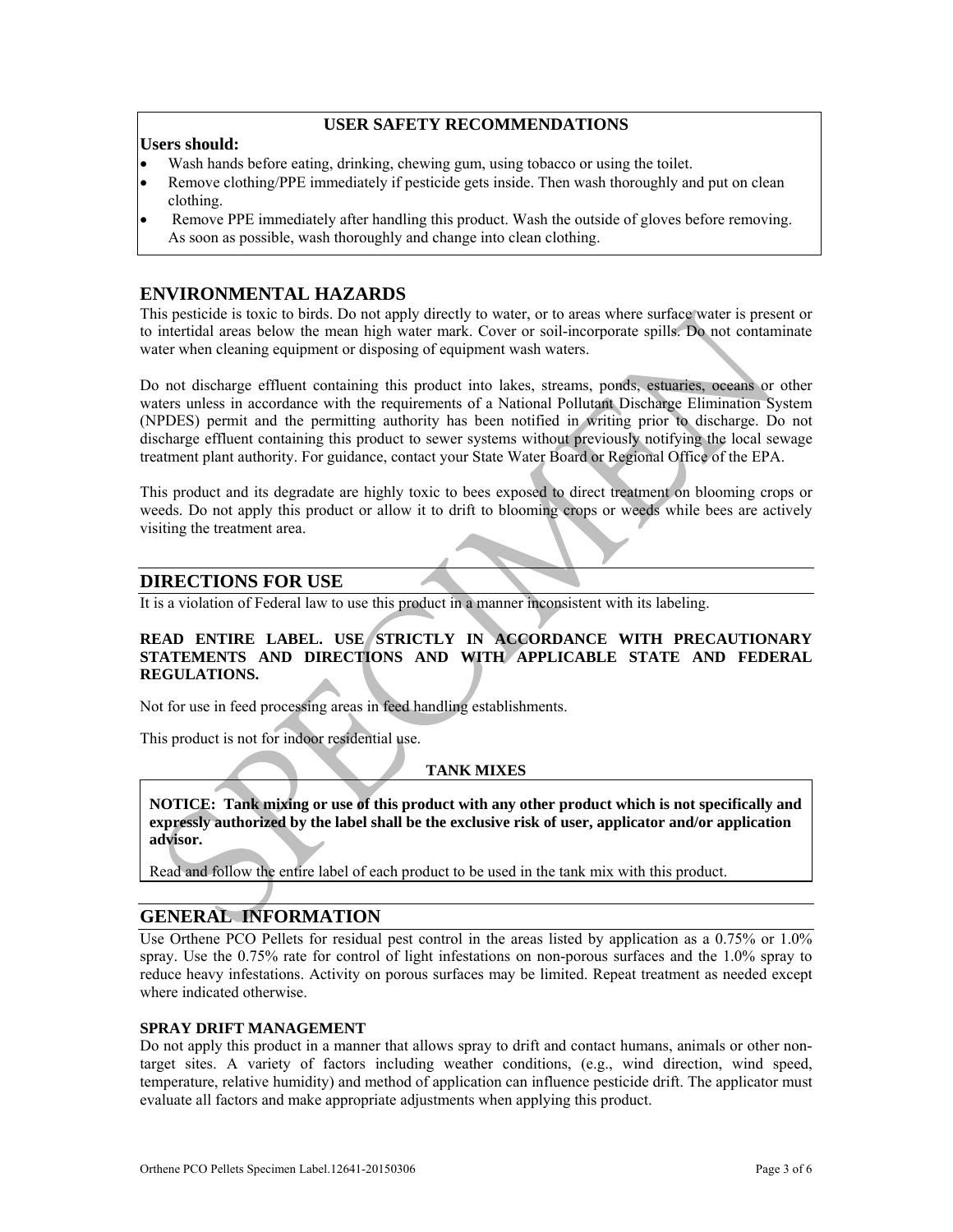### USER SAFETY RECOMMENDATIONS

**Users should:**

- Wash hands before eating, drinking, chewing gum, using tobacco or using the toilet.
- Remove clothing/PPE immediately if pesticide gets inside. Then wash thoroughly and put on clean clothing.
- Remove PPE immediately after handling this product. Wash the outside of gloves before removing. As soon as possible, wash thoroughly and change into clean clothing.

## ENVIRONMENTAL HAZARDS

This pesticide is toxic to birds. Do not apply directly to water, or to areas where surface water is present or to intertidal areas below the mean high water mark. Cover or soil-incorporate spills. Do not contaminate water when cleaning equipment or disposing of equipment wash waters.

Do not discharge effluent containing this product into lakes, streams, ponds, estuaries, oceans or other waters unless in accordance with the requirements of a National Pollutant Discharge Elimination System (NPDES) permit and the permitting authority has been notified in writing prior to discharge. Do not discharge effluent containing this product to sewer systems without previously notifying the local sewage treatment plant authority. For guidance, contact your State Water Board or Regional Office of the EPA.

This product and its degradate are highly toxic to bees exposed to direct treatment on blooming crops or weeds. Do not apply this product or allow it to drift to blooming crops or weeds while bees are actively visiting the treatment area.

## DIRECTIONS FOR USE

It is a violation of Federal law to use this product in a manner inconsistent with its labeling.

**READ ENTIRE LABEL. USE STRICTLY IN ACCORDANCE WITH PRECAUTIONARY STATEMENTS AND DIRECTIONS AND WITH APPLICABLE STATE AND FEDERAL REGULATIONS.**

Not for use in feed processing areas in feed handling establishments.

This product is not for indoor residential use.

### TANK MIXES

**NOTICE: Tank mixing or use of this product with any other product which is not specifically and expressly authorized by the label shall be the exclusive risk of user, applicator and/or application advisor.**

Read and follow the entire label of each product to be used in the tank mix with this product.

## GENERAL INFORMATION

Use Orthene PCO Pellets for residual pest control in the areas listed by application as a 0.75% or 1.0% spray. Use the 0.75% rate for control of light infestations on non-porous surfaces and the 1.0% spray to reduce heavy infestations. Activity on porous surfaces may be limited. Repeat treatment as needed except where indicated otherwise.

**SPRAY DRIFT MANAGEMENT**

Do not apply this product in a manner that allows spray to drift and contact humans, animals or other non-target sites. A variety of factors including weather conditions, (e.g., wind direction, wind speed, temperature, relative humidity) and method of application can influence pesticide drift. The applicator must evaluate all factors and make appropriate adjustments when applying this product.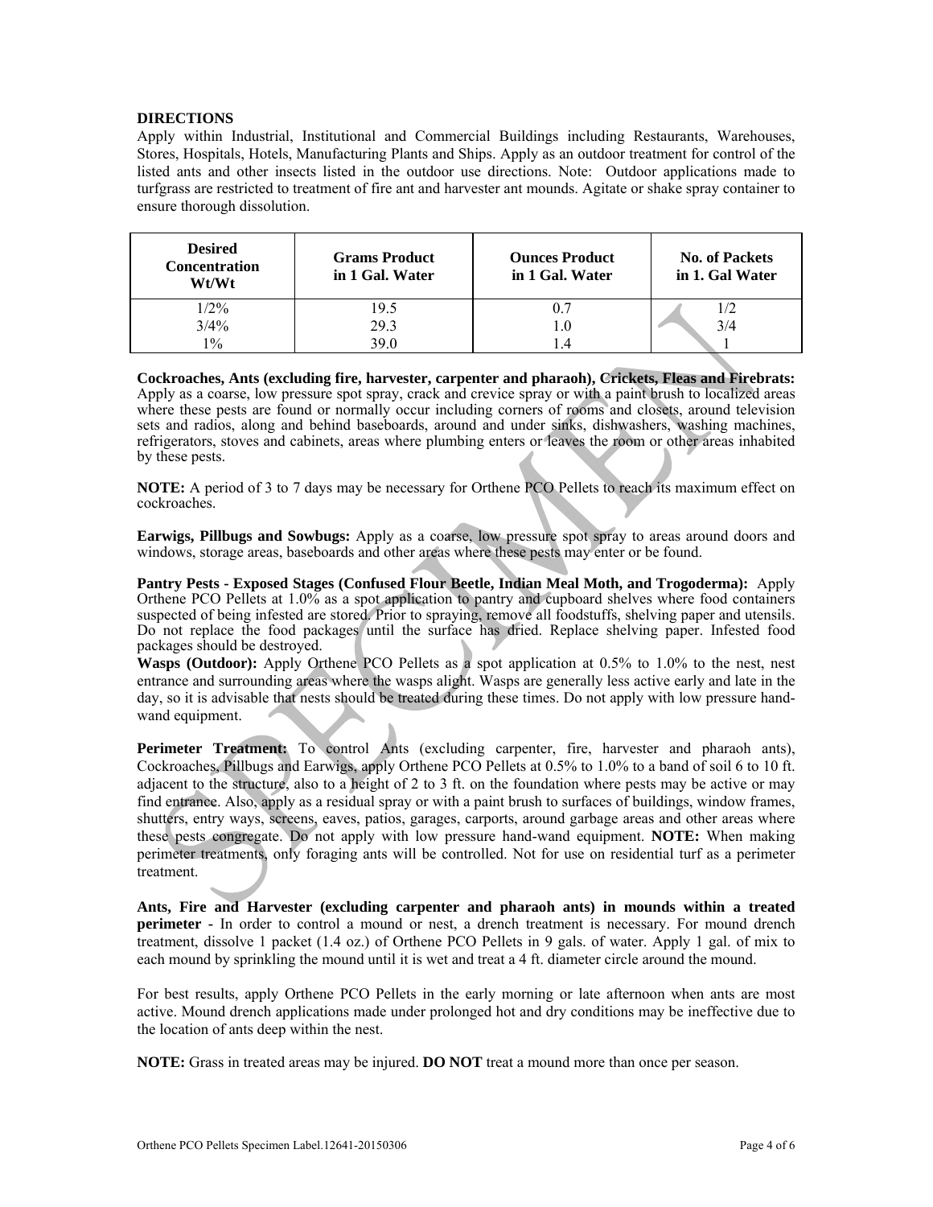**DIRECTIONS**

Apply within Industrial, Institutional and Commercial Buildings including Restaurants, Warehouses, Stores, Hospitals, Hotels, Manufacturing Plants and Ships. Apply as an outdoor treatment for control of the listed ants and other insects listed in the outdoor use directions. Note: Outdoor applications made to turfgrass are restricted to treatment of fire ant and harvester ant mounds. Agitate or shake spray container to ensure thorough dissolution.

| Desired Concentration Wt/Wt | Grams Product in 1 Gal. Water | Ounces Product in 1 Gal. Water | No. of Packets in 1. Gal Water |
|---|---|---|---|
| 1/2% | 19.5 | 0.7 | 1/2 |
| 3/4% | 29.3 | 1.0 | 3/4 |
| 1% | 39.0 | 1.4 | 1 |

**Cockroaches, Ants (excluding fire, harvester, carpenter and pharaoh), Crickets, Fleas and Firebrats:** Apply as a coarse, low pressure spot spray, crack and crevice spray or with a paint brush to localized areas where these pests are found or normally occur including corners of rooms and closets, around television sets and radios, along and behind baseboards, around and under sinks, dishwashers, washing machines, refrigerators, stoves and cabinets, areas where plumbing enters or leaves the room or other areas inhabited by these pests.

**NOTE:** A period of 3 to 7 days may be necessary for Orthene PCO Pellets to reach its maximum effect on cockroaches.

**Earwigs, Pillbugs and Sowbugs:** Apply as a coarse, low pressure spot spray to areas around doors and windows, storage areas, baseboards and other areas where these pests may enter or be found.

**Pantry Pests - Exposed Stages (Confused Flour Beetle, Indian Meal Moth, and Trogoderma):** Apply Orthene PCO Pellets at 1.0% as a spot application to pantry and cupboard shelves where food containers suspected of being infested are stored. Prior to spraying, remove all foodstuffs, shelving paper and utensils. Do not replace the food packages until the surface has dried. Replace shelving paper. Infested food packages should be destroyed.

**Wasps (Outdoor):** Apply Orthene PCO Pellets as a spot application at 0.5% to 1.0% to the nest, nest entrance and surrounding areas where the wasps alight. Wasps are generally less active early and late in the day, so it is advisable that nests should be treated during these times. Do not apply with low pressure hand-wand equipment.

**Perimeter Treatment:** To control Ants (excluding carpenter, fire, harvester and pharaoh ants), Cockroaches, Pillbugs and Earwigs, apply Orthene PCO Pellets at 0.5% to 1.0% to a band of soil 6 to 10 ft. adjacent to the structure, also to a height of 2 to 3 ft. on the foundation where pests may be active or may find entrance. Also, apply as a residual spray or with a paint brush to surfaces of buildings, window frames, shutters, entry ways, screens, eaves, patios, garages, carports, around garbage areas and other areas where these pests congregate. Do not apply with low pressure hand-wand equipment. **NOTE:** When making perimeter treatments, only foraging ants will be controlled. Not for use on residential turf as a perimeter treatment.

**Ants, Fire and Harvester (excluding carpenter and pharaoh ants) in mounds within a treated perimeter** - In order to control a mound or nest, a drench treatment is necessary. For mound drench treatment, dissolve 1 packet (1.4 oz.) of Orthene PCO Pellets in 9 gals. of water. Apply 1 gal. of mix to each mound by sprinkling the mound until it is wet and treat a 4 ft. diameter circle around the mound.

For best results, apply Orthene PCO Pellets in the early morning or late afternoon when ants are most active. Mound drench applications made under prolonged hot and dry conditions may be ineffective due to the location of ants deep within the nest.

**NOTE:** Grass in treated areas may be injured. **DO NOT** treat a mound more than once per season.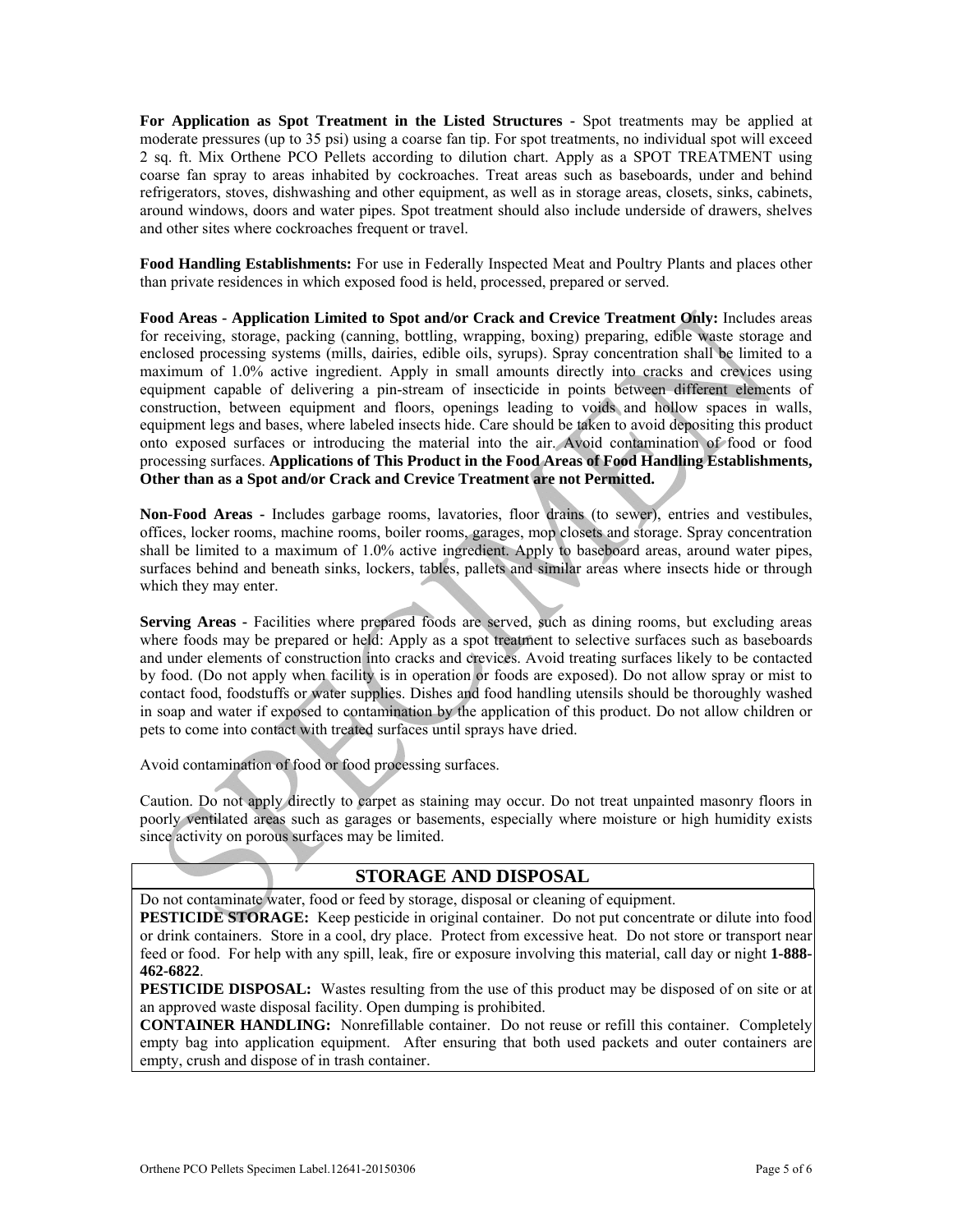**For Application as Spot Treatment in the Listed Structures -** Spot treatments may be applied at moderate pressures (up to 35 psi) using a coarse fan tip. For spot treatments, no individual spot will exceed 2 sq. ft. Mix Orthene PCO Pellets according to dilution chart. Apply as a SPOT TREATMENT using coarse fan spray to areas inhabited by cockroaches. Treat areas such as baseboards, under and behind refrigerators, stoves, dishwashing and other equipment, as well as in storage areas, closets, sinks, cabinets, around windows, doors and water pipes. Spot treatment should also include underside of drawers, shelves and other sites where cockroaches frequent or travel.

**Food Handling Establishments:** For use in Federally Inspected Meat and Poultry Plants and places other than private residences in which exposed food is held, processed, prepared or served.

**Food Areas - Application Limited to Spot and/or Crack and Crevice Treatment Only:** Includes areas for receiving, storage, packing (canning, bottling, wrapping, boxing) preparing, edible waste storage and enclosed processing systems (mills, dairies, edible oils, syrups). Spray concentration shall be limited to a maximum of 1.0% active ingredient. Apply in small amounts directly into cracks and crevices using equipment capable of delivering a pin-stream of insecticide in points between different elements of construction, between equipment and floors, openings leading to voids and hollow spaces in walls, equipment legs and bases, where labeled insects hide. Care should be taken to avoid depositing this product onto exposed surfaces or introducing the material into the air. Avoid contamination of food or food processing surfaces. **Applications of This Product in the Food Areas of Food Handling Establishments, Other than as a Spot and/or Crack and Crevice Treatment are not Permitted.**

**Non-Food Areas -** Includes garbage rooms, lavatories, floor drains (to sewer), entries and vestibules, offices, locker rooms, machine rooms, boiler rooms, garages, mop closets and storage. Spray concentration shall be limited to a maximum of 1.0% active ingredient. Apply to baseboard areas, around water pipes, surfaces behind and beneath sinks, lockers, tables, pallets and similar areas where insects hide or through which they may enter.

**Serving Areas -** Facilities where prepared foods are served, such as dining rooms, but excluding areas where foods may be prepared or held: Apply as a spot treatment to selective surfaces such as baseboards and under elements of construction into cracks and crevices. Avoid treating surfaces likely to be contacted by food. (Do not apply when facility is in operation or foods are exposed). Do not allow spray or mist to contact food, foodstuffs or water supplies. Dishes and food handling utensils should be thoroughly washed in soap and water if exposed to contamination by the application of this product. Do not allow children or pets to come into contact with treated surfaces until sprays have dried.

Avoid contamination of food or food processing surfaces.

Caution. Do not apply directly to carpet as staining may occur. Do not treat unpainted masonry floors in poorly ventilated areas such as garages or basements, especially where moisture or high humidity exists since activity on porous surfaces may be limited.

## STORAGE AND DISPOSAL

Do not contaminate water, food or feed by storage, disposal or cleaning of equipment.

**PESTICIDE STORAGE:** Keep pesticide in original container. Do not put concentrate or dilute into food or drink containers. Store in a cool, dry place. Protect from excessive heat. Do not store or transport near feed or food. For help with any spill, leak, fire or exposure involving this material, call day or night **1-888-462-6822**.

**PESTICIDE DISPOSAL:** Wastes resulting from the use of this product may be disposed of on site or at an approved waste disposal facility. Open dumping is prohibited.

**CONTAINER HANDLING:** Nonrefillable container. Do not reuse or refill this container. Completely empty bag into application equipment. After ensuring that both used packets and outer containers are empty, crush and dispose of in trash container.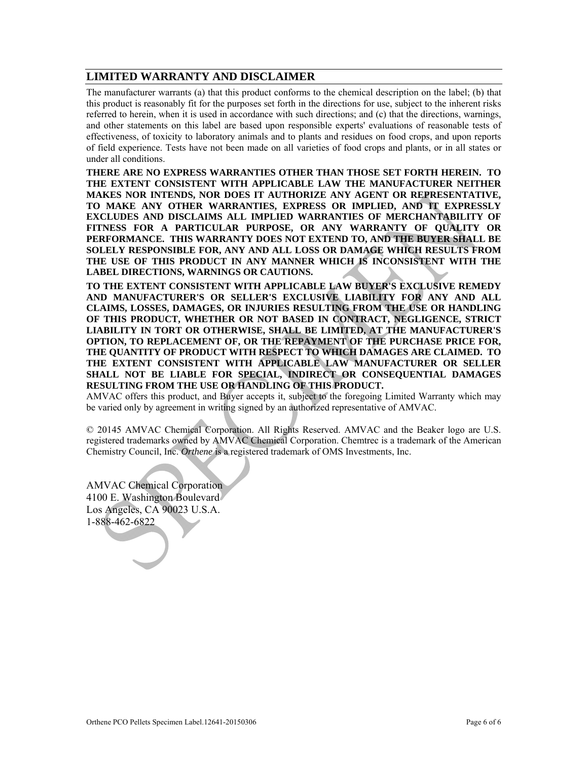## LIMITED WARRANTY AND DISCLAIMER

The manufacturer warrants (a) that this product conforms to the chemical description on the label; (b) that this product is reasonably fit for the purposes set forth in the directions for use, subject to the inherent risks referred to herein, when it is used in accordance with such directions; and (c) that the directions, warnings, and other statements on this label are based upon responsible experts' evaluations of reasonable tests of effectiveness, of toxicity to laboratory animals and to plants and residues on food crops, and upon reports of field experience. Tests have not been made on all varieties of food crops and plants, or in all states or under all conditions.

**THERE ARE NO EXPRESS WARRANTIES OTHER THAN THOSE SET FORTH HEREIN. TO THE EXTENT CONSISTENT WITH APPLICABLE LAW THE MANUFACTURER NEITHER MAKES NOR INTENDS, NOR DOES IT AUTHORIZE ANY AGENT OR REPRESENTATIVE, TO MAKE ANY OTHER WARRANTIES, EXPRESS OR IMPLIED, AND IT EXPRESSLY EXCLUDES AND DISCLAIMS ALL IMPLIED WARRANTIES OF MERCHANTABILITY OF FITNESS FOR A PARTICULAR PURPOSE, OR ANY WARRANTY OF QUALITY OR PERFORMANCE. THIS WARRANTY DOES NOT EXTEND TO, AND THE BUYER SHALL BE SOLELY RESPONSIBLE FOR, ANY AND ALL LOSS OR DAMAGE WHICH RESULTS FROM THE USE OF THIS PRODUCT IN ANY MANNER WHICH IS INCONSISTENT WITH THE LABEL DIRECTIONS, WARNINGS OR CAUTIONS.**

**TO THE EXTENT CONSISTENT WITH APPLICABLE LAW BUYER'S EXCLUSIVE REMEDY AND MANUFACTURER'S OR SELLER'S EXCLUSIVE LIABILITY FOR ANY AND ALL CLAIMS, LOSSES, DAMAGES, OR INJURIES RESULTING FROM THE USE OR HANDLING OF THIS PRODUCT, WHETHER OR NOT BASED IN CONTRACT, NEGLIGENCE, STRICT LIABILITY IN TORT OR OTHERWISE, SHALL BE LIMITED, AT THE MANUFACTURER'S OPTION, TO REPLACEMENT OF, OR THE REPAYMENT OF THE PURCHASE PRICE FOR, THE QUANTITY OF PRODUCT WITH RESPECT TO WHICH DAMAGES ARE CLAIMED. TO THE EXTENT CONSISTENT WITH APPLICABLE LAW MANUFACTURER OR SELLER SHALL NOT BE LIABLE FOR SPECIAL, INDIRECT OR CONSEQUENTIAL DAMAGES RESULTING FROM THE USE OR HANDLING OF THIS PRODUCT.**

AMVAC offers this product, and Buyer accepts it, subject to the foregoing Limited Warranty which may be varied only by agreement in writing signed by an authorized representative of AMVAC.

© 20145 AMVAC Chemical Corporation. All Rights Reserved. AMVAC and the Beaker logo are U.S. registered trademarks owned by AMVAC Chemical Corporation. Chemtrec is a trademark of the American Chemistry Council, Inc. *Orthene* is a registered trademark of OMS Investments, Inc.

AMVAC Chemical Corporation
4100 E. Washington Boulevard
Los Angeles, CA 90023 U.S.A.
1-888-462-6822